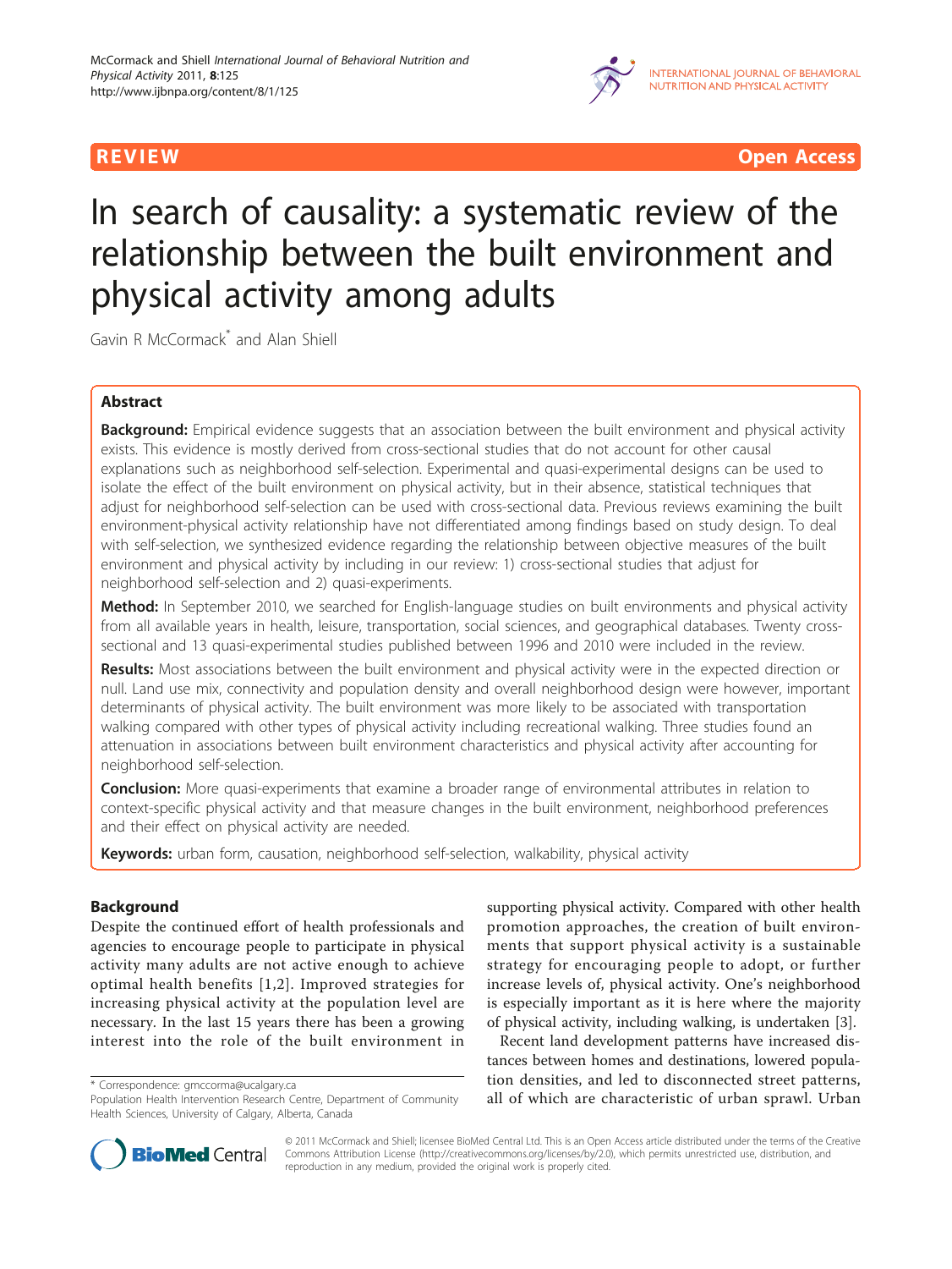REVIEW Open Access

# In search of causality: a systematic review of the relationship between the built environment and physical activity among adults

Gavin R McCormack[*] and Alan Shiell

## Abstract

**Background:** Empirical evidence suggests that an association between the built environment and physical activity exists. This evidence is mostly derived from cross-sectional studies that do not account for other causal explanations such as neighborhood self-selection. Experimental and quasi-experimental designs can be used to isolate the effect of the built environment on physical activity, but in their absence, statistical techniques that adjust for neighborhood self-selection can be used with cross-sectional data. Previous reviews examining the built environment-physical activity relationship have not differentiated among findings based on study design. To deal with self-selection, we synthesized evidence regarding the relationship between objective measures of the built environment and physical activity by including in our review: 1) cross-sectional studies that adjust for neighborhood self-selection and 2) quasi-experiments.

**Method:** In September 2010, we searched for English-language studies on built environments and physical activity from all available years in health, leisure, transportation, social sciences, and geographical databases. Twenty cross-sectional and 13 quasi-experimental studies published between 1996 and 2010 were included in the review.

**Results:** Most associations between the built environment and physical activity were in the expected direction or null. Land use mix, connectivity and population density and overall neighborhood design were however, important determinants of physical activity. The built environment was more likely to be associated with transportation walking compared with other types of physical activity including recreational walking. Three studies found an attenuation in associations between built environment characteristics and physical activity after accounting for neighborhood self-selection.

**Conclusion:** More quasi-experiments that examine a broader range of environmental attributes in relation to context-specific physical activity and that measure changes in the built environment, neighborhood preferences and their effect on physical activity are needed.

**Keywords:** urban form, causation, neighborhood self-selection, walkability, physical activity

## Background

Despite the continued effort of health professionals and agencies to encourage people to participate in physical activity many adults are not active enough to achieve optimal health benefits [1,2]. Improved strategies for increasing physical activity at the population level are necessary. In the last 15 years there has been a growing interest into the role of the built environment in supporting physical activity. Compared with other health promotion approaches, the creation of built environments that support physical activity is a sustainable strategy for encouraging people to adopt, or further increase levels of, physical activity. One's neighborhood is especially important as it is here where the majority of physical activity, including walking, is undertaken [3].

Recent land development patterns have increased distances between homes and destinations, lowered population densities, and led to disconnected street patterns, all of which are characteristic of urban sprawl. Urban

\* Correspondence: gmccorma@ucalgary.ca
Population Health Intervention Research Centre, Department of Community Health Sciences, University of Calgary, Alberta, Canada

© 2011 McCormack and Shiell; licensee BioMed Central Ltd. This is an Open Access article distributed under the terms of the Creative Commons Attribution License (http://creativecommons.org/licenses/by/2.0), which permits unrestricted use, distribution, and reproduction in any medium, provided the original work is properly cited.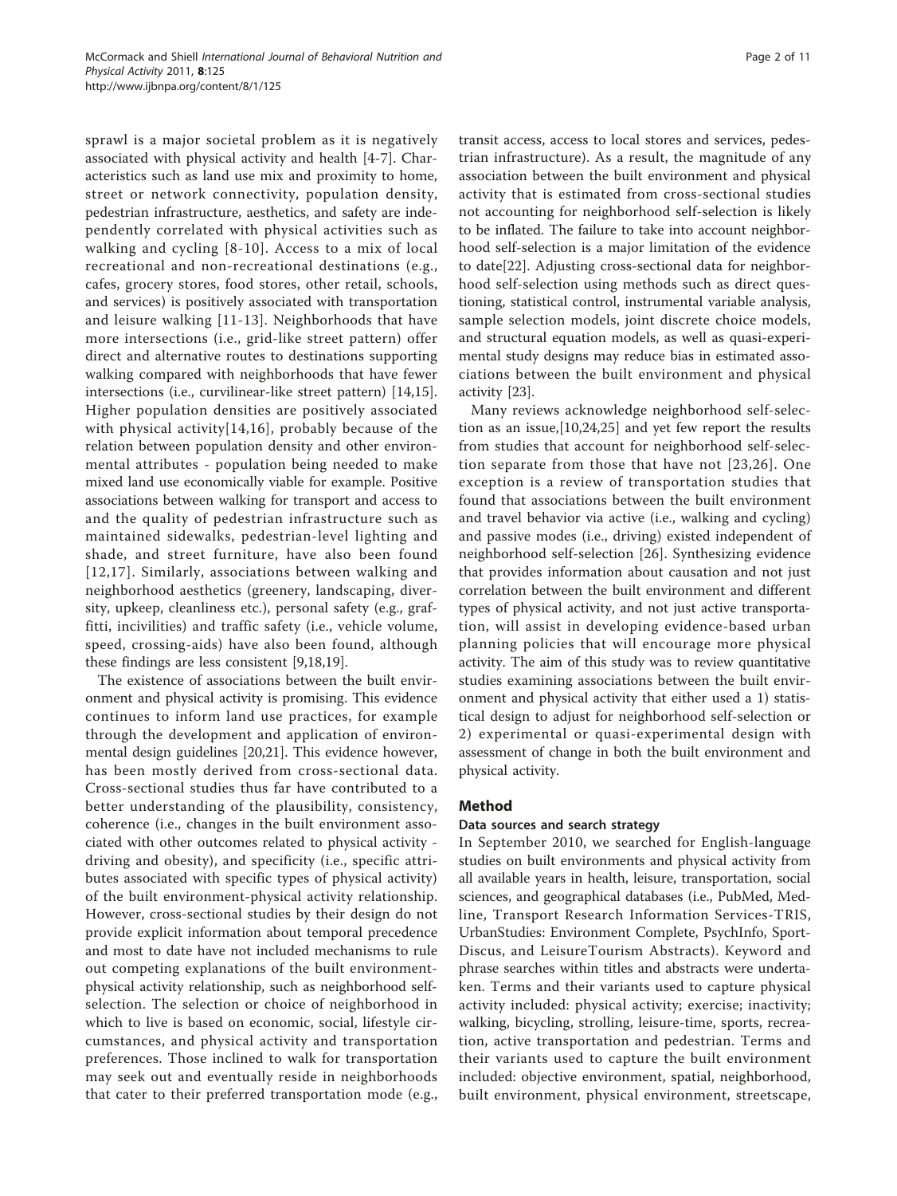sprawl is a major societal problem as it is negatively associated with physical activity and health [4-7]. Characteristics such as land use mix and proximity to home, street or network connectivity, population density, pedestrian infrastructure, aesthetics, and safety are independently correlated with physical activities such as walking and cycling [8-10]. Access to a mix of local recreational and non-recreational destinations (e.g., cafes, grocery stores, food stores, other retail, schools, and services) is positively associated with transportation and leisure walking [11-13]. Neighborhoods that have more intersections (i.e., grid-like street pattern) offer direct and alternative routes to destinations supporting walking compared with neighborhoods that have fewer intersections (i.e., curvilinear-like street pattern) [14,15]. Higher population densities are positively associated with physical activity[14,16], probably because of the relation between population density and other environmental attributes - population being needed to make mixed land use economically viable for example. Positive associations between walking for transport and access to and the quality of pedestrian infrastructure such as maintained sidewalks, pedestrian-level lighting and shade, and street furniture, have also been found [12,17]. Similarly, associations between walking and neighborhood aesthetics (greenery, landscaping, diversity, upkeep, cleanliness etc.), personal safety (e.g., graffitti, incivilities) and traffic safety (i.e., vehicle volume, speed, crossing-aids) have also been found, although these findings are less consistent [9,18,19].

The existence of associations between the built environment and physical activity is promising. This evidence continues to inform land use practices, for example through the development and application of environmental design guidelines [20,21]. This evidence however, has been mostly derived from cross-sectional data. Cross-sectional studies thus far have contributed to a better understanding of the plausibility, consistency, coherence (i.e., changes in the built environment associated with other outcomes related to physical activity - driving and obesity), and specificity (i.e., specific attributes associated with specific types of physical activity) of the built environment-physical activity relationship. However, cross-sectional studies by their design do not provide explicit information about temporal precedence and most to date have not included mechanisms to rule out competing explanations of the built environment-physical activity relationship, such as neighborhood self-selection. The selection or choice of neighborhood in which to live is based on economic, social, lifestyle circumstances, and physical activity and transportation preferences. Those inclined to walk for transportation may seek out and eventually reside in neighborhoods that cater to their preferred transportation mode (e.g., transit access, access to local stores and services, pedestrian infrastructure). As a result, the magnitude of any association between the built environment and physical activity that is estimated from cross-sectional studies not accounting for neighborhood self-selection is likely to be inflated. The failure to take into account neighborhood self-selection is a major limitation of the evidence to date[22]. Adjusting cross-sectional data for neighborhood self-selection using methods such as direct questioning, statistical control, instrumental variable analysis, sample selection models, joint discrete choice models, and structural equation models, as well as quasi-experimental study designs may reduce bias in estimated associations between the built environment and physical activity [23].

Many reviews acknowledge neighborhood self-selection as an issue,[10,24,25] and yet few report the results from studies that account for neighborhood self-selection separate from those that have not [23,26]. One exception is a review of transportation studies that found that associations between the built environment and travel behavior via active (i.e., walking and cycling) and passive modes (i.e., driving) existed independent of neighborhood self-selection [26]. Synthesizing evidence that provides information about causation and not just correlation between the built environment and different types of physical activity, and not just active transportation, will assist in developing evidence-based urban planning policies that will encourage more physical activity. The aim of this study was to review quantitative studies examining associations between the built environment and physical activity that either used a 1) statistical design to adjust for neighborhood self-selection or 2) experimental or quasi-experimental design with assessment of change in both the built environment and physical activity.

## Method

### Data sources and search strategy

In September 2010, we searched for English-language studies on built environments and physical activity from all available years in health, leisure, transportation, social sciences, and geographical databases (i.e., PubMed, Medline, Transport Research Information Services-TRIS, UrbanStudies: Environment Complete, PsychInfo, SportDiscus, and LeisureTourism Abstracts). Keyword and phrase searches within titles and abstracts were undertaken. Terms and their variants used to capture physical activity included: physical activity; exercise; inactivity; walking, bicycling, strolling, leisure-time, sports, recreation, active transportation and pedestrian. Terms and their variants used to capture the built environment included: objective environment, spatial, neighborhood, built environment, physical environment, streetscape,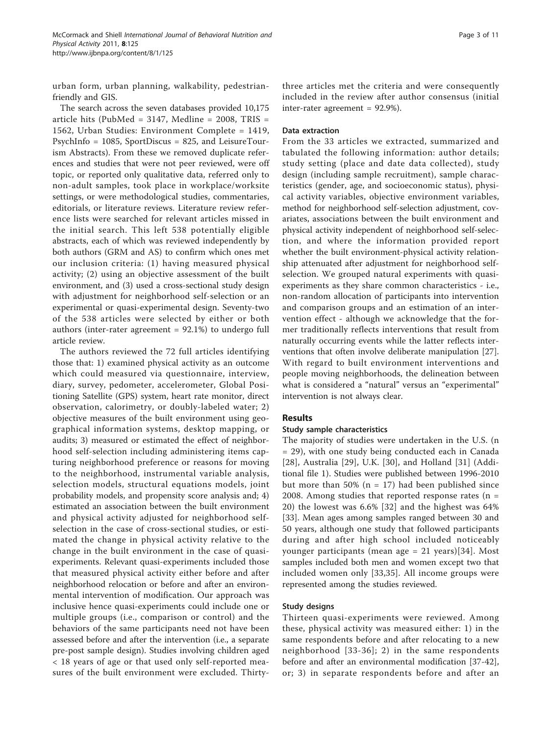urban form, urban planning, walkability, pedestrian-friendly and GIS.

The search across the seven databases provided 10,175 article hits (PubMed = 3147, Medline = 2008, TRIS = 1562, Urban Studies: Environment Complete = 1419, PsychInfo = 1085, SportDiscus = 825, and LeisureTourism Abstracts). From these we removed duplicate references and studies that were not peer reviewed, were off topic, or reported only qualitative data, referred only to non-adult samples, took place in workplace/worksite settings, or were methodological studies, commentaries, editorials, or literature reviews. Literature review reference lists were searched for relevant articles missed in the initial search. This left 538 potentially eligible abstracts, each of which was reviewed independently by both authors (GRM and AS) to confirm which ones met our inclusion criteria: (1) having measured physical activity; (2) using an objective assessment of the built environment, and (3) used a cross-sectional study design with adjustment for neighborhood self-selection or an experimental or quasi-experimental design. Seventy-two of the 538 articles were selected by either or both authors (inter-rater agreement = 92.1%) to undergo full article review.

The authors reviewed the 72 full articles identifying those that: 1) examined physical activity as an outcome which could measured via questionnaire, interview, diary, survey, pedometer, accelerometer, Global Positioning Satellite (GPS) system, heart rate monitor, direct observation, calorimetry, or doubly-labeled water; 2) objective measures of the built environment using geographical information systems, desktop mapping, or audits; 3) measured or estimated the effect of neighborhood self-selection including administering items capturing neighborhood preference or reasons for moving to the neighborhood, instrumental variable analysis, selection models, structural equations models, joint probability models, and propensity score analysis and; 4) estimated an association between the built environment and physical activity adjusted for neighborhood self-selection in the case of cross-sectional studies, or estimated the change in physical activity relative to the change in the built environment in the case of quasi-experiments. Relevant quasi-experiments included those that measured physical activity either before and after neighborhood relocation or before and after an environmental intervention of modification. Our approach was inclusive hence quasi-experiments could include one or multiple groups (i.e., comparison or control) and the behaviors of the same participants need not have been assessed before and after the intervention (i.e., a separate pre-post sample design). Studies involving children aged < 18 years of age or that used only self-reported measures of the built environment were excluded. Thirty-three articles met the criteria and were consequently included in the review after author consensus (initial inter-rater agreement = 92.9%).

### Data extraction

From the 33 articles we extracted, summarized and tabulated the following information: author details; study setting (place and date data collected), study design (including sample recruitment), sample characteristics (gender, age, and socioeconomic status), physical activity variables, objective environment variables, method for neighborhood self-selection adjustment, covariates, associations between the built environment and physical activity independent of neighborhood self-selection, and where the information provided report whether the built environment-physical activity relationship attenuated after adjustment for neighborhood self-selection. We grouped natural experiments with quasi-experiments as they share common characteristics - i.e., non-random allocation of participants into intervention and comparison groups and an estimation of an intervention effect - although we acknowledge that the former traditionally reflects interventions that result from naturally occurring events while the latter reflects interventions that often involve deliberate manipulation [27]. With regard to built environment interventions and people moving neighborhoods, the delineation between what is considered a "natural" versus an "experimental" intervention is not always clear.

## Results

### Study sample characteristics

The majority of studies were undertaken in the U.S. (n = 29), with one study being conducted each in Canada [28], Australia [29], U.K. [30], and Holland [31] (Additional file 1). Studies were published between 1996-2010 but more than 50% (n = 17) had been published since 2008. Among studies that reported response rates (n = 20) the lowest was 6.6% [32] and the highest was 64% [33]. Mean ages among samples ranged between 30 and 50 years, although one study that followed participants during and after high school included noticeably younger participants (mean age = 21 years)[34]. Most samples included both men and women except two that included women only [33,35]. All income groups were represented among the studies reviewed.

### Study designs

Thirteen quasi-experiments were reviewed. Among these, physical activity was measured either: 1) in the same respondents before and after relocating to a new neighborhood [33-36]; 2) in the same respondents before and after an environmental modification [37-42], or; 3) in separate respondents before and after an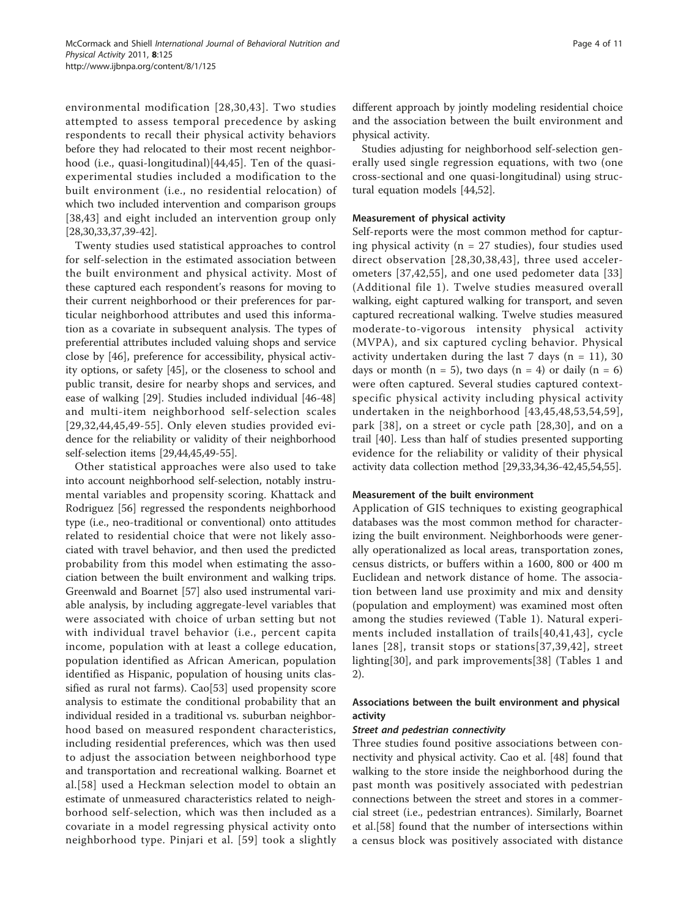environmental modification [28,30,43]. Two studies attempted to assess temporal precedence by asking respondents to recall their physical activity behaviors before they had relocated to their most recent neighborhood (i.e., quasi-longitudinal)[44,45]. Ten of the quasi-experimental studies included a modification to the built environment (i.e., no residential relocation) of which two included intervention and comparison groups [38,43] and eight included an intervention group only [28,30,33,37,39-42].

Twenty studies used statistical approaches to control for self-selection in the estimated association between the built environment and physical activity. Most of these captured each respondent's reasons for moving to their current neighborhood or their preferences for particular neighborhood attributes and used this information as a covariate in subsequent analysis. The types of preferential attributes included valuing shops and service close by [46], preference for accessibility, physical activity options, or safety [45], or the closeness to school and public transit, desire for nearby shops and services, and ease of walking [29]. Studies included individual [46-48] and multi-item neighborhood self-selection scales [29,32,44,45,49-55]. Only eleven studies provided evidence for the reliability or validity of their neighborhood self-selection items [29,44,45,49-55].

Other statistical approaches were also used to take into account neighborhood self-selection, notably instrumental variables and propensity scoring. Khattack and Rodriguez [56] regressed the respondents neighborhood type (i.e., neo-traditional or conventional) onto attitudes related to residential choice that were not likely associated with travel behavior, and then used the predicted probability from this model when estimating the association between the built environment and walking trips. Greenwald and Boarnet [57] also used instrumental variable analysis, by including aggregate-level variables that were associated with choice of urban setting but not with individual travel behavior (i.e., percent capita income, population with at least a college education, population identified as African American, population identified as Hispanic, population of housing units classified as rural not farms). Cao[53] used propensity score analysis to estimate the conditional probability that an individual resided in a traditional vs. suburban neighborhood based on measured respondent characteristics, including residential preferences, which was then used to adjust the association between neighborhood type and transportation and recreational walking. Boarnet et al.[58] used a Heckman selection model to obtain an estimate of unmeasured characteristics related to neighborhood self-selection, which was then included as a covariate in a model regressing physical activity onto neighborhood type. Pinjari et al. [59] took a slightly different approach by jointly modeling residential choice and the association between the built environment and physical activity.

Studies adjusting for neighborhood self-selection generally used single regression equations, with two (one cross-sectional and one quasi-longitudinal) using structural equation models [44,52].

### Measurement of physical activity

Self-reports were the most common method for capturing physical activity (n = 27 studies), four studies used direct observation [28,30,38,43], three used accelerometers [37,42,55], and one used pedometer data [33] (Additional file 1). Twelve studies measured overall walking, eight captured walking for transport, and seven captured recreational walking. Twelve studies measured moderate-to-vigorous intensity physical activity (MVPA), and six captured cycling behavior. Physical activity undertaken during the last 7 days (n = 11), 30 days or month (n = 5), two days (n = 4) or daily (n = 6) were often captured. Several studies captured context-specific physical activity including physical activity undertaken in the neighborhood [43,45,48,53,54,59], park [38], on a street or cycle path [28,30], and on a trail [40]. Less than half of studies presented supporting evidence for the reliability or validity of their physical activity data collection method [29,33,34,36-42,45,54,55].

### Measurement of the built environment

Application of GIS techniques to existing geographical databases was the most common method for characterizing the built environment. Neighborhoods were generally operationalized as local areas, transportation zones, census districts, or buffers within a 1600, 800 or 400 m Euclidean and network distance of home. The association between land use proximity and mix and density (population and employment) was examined most often among the studies reviewed (Table 1). Natural experiments included installation of trails[40,41,43], cycle lanes [28], transit stops or stations[37,39,42], street lighting[30], and park improvements[38] (Tables 1 and 2).

### Associations between the built environment and physical activity

#### *Street and pedestrian connectivity*

Three studies found positive associations between connectivity and physical activity. Cao et al. [48] found that walking to the store inside the neighborhood during the past month was positively associated with pedestrian connections between the street and stores in a commercial street (i.e., pedestrian entrances). Similarly, Boarnet et al.[58] found that the number of intersections within a census block was positively associated with distance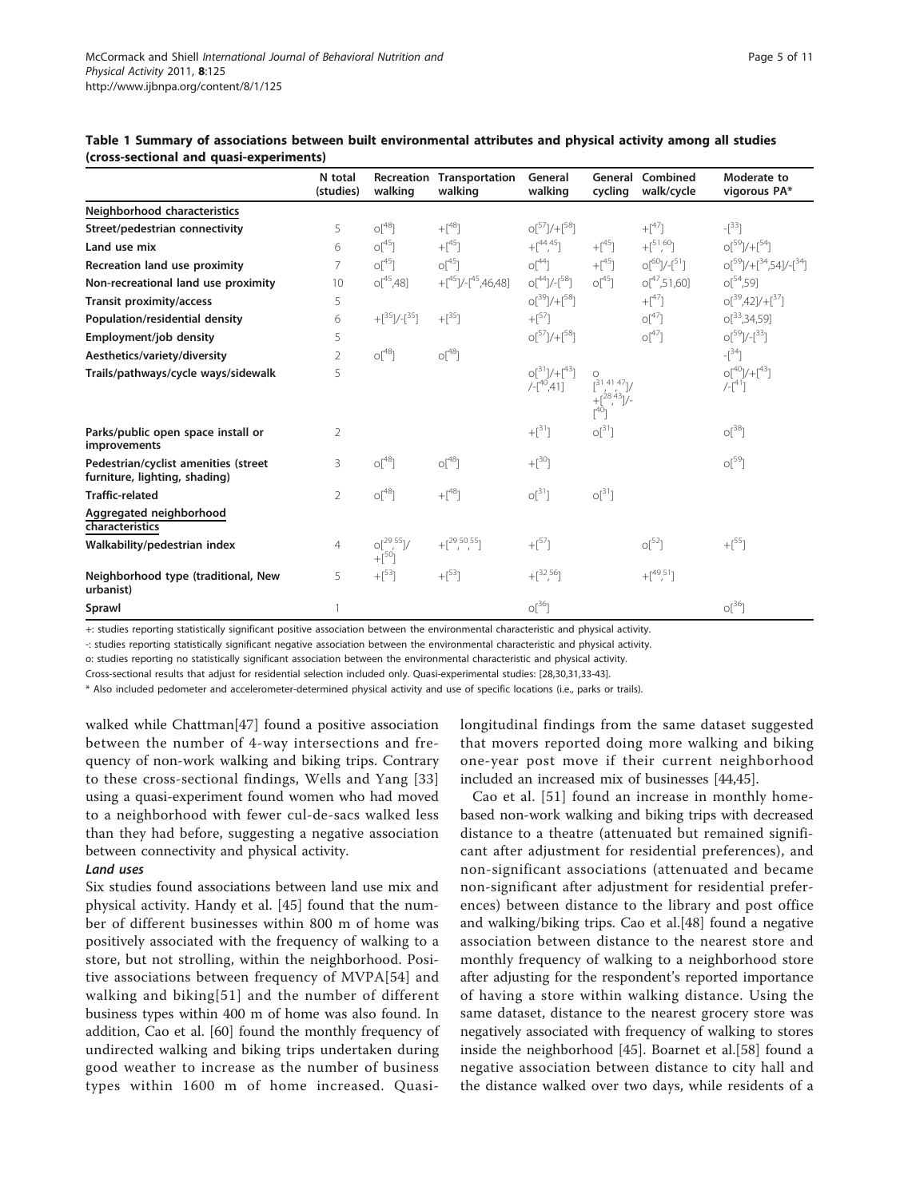**Table 1 Summary of associations between built environmental attributes and physical activity among all studies (cross-sectional and quasi-experiments)**

| | N total (studies) | Recreation walking | Transportation walking | General walking | General cycling | Combined walk/cycle | Moderate to vigorous PA* |
|---|---|---|---|---|---|---|---|
| **Neighborhood characteristics** | | | | | | | |
| **Street/pedestrian connectivity** | 5 | o[48] | +[48] | o[57]/+[58] | | +[47] | -[33] |
| **Land use mix** | 6 | o[45] | +[45] | +[44,45] | +[45] | +[51,60] | o[59]/+[54] |
| **Recreation land use proximity** | 7 | o[45] | o[45] | o[44] | +[45] | o[60]/-[51] | o[59]/+[34,54]/-[34] |
| **Non-recreational land use proximity** | 10 | o[45,48] | +[45]/-[45,46,48] | o[44]/-[58] | o[45] | o[47,51,60] | o[54,59] |
| **Transit proximity/access** | 5 | | | o[39]/+[58] | | +[47] | o[39,42]/+[37] |
| **Population/residential density** | 6 | +[35]/-[35] | +[35] | +[57] | | o[47] | o[33,34,59] |
| **Employment/job density** | 5 | | | o[57]/+[58] | | o[47] | o[59]/-[33] |
| **Aesthetics/variety/diversity** | 2 | o[48] | o[48] | | | | -[34] |
| **Trails/pathways/cycle ways/sidewalk** | 5 | | | o[31]/+[43]/-[40,41] | o[31,41,47]/+[28,43]/-[40] | | o[40]/+[43]/-[41] |
| **Parks/public open space install or improvements** | 2 | | | +[31] | o[31] | | o[38] |
| **Pedestrian/cyclist amenities (street furniture, lighting, shading)** | 3 | o[48] | o[48] | +[30] | | | o[59] |
| **Traffic-related** | 2 | o[48] | +[48] | o[31] | o[31] | | |
| **Aggregated neighborhood characteristics** | | | | | | | |
| **Walkability/pedestrian index** | 4 | o[29,55]/+[50] | +[29,50,55] | +[57] | | o[52] | +[55] |
| **Neighborhood type (traditional, New urbanist)** | 5 | +[53] | +[53] | +[32,56] | | +[49,51] | |
| **Sprawl** | 1 | | | o[36] | | | o[36] |

+: studies reporting statistically significant positive association between the environmental characteristic and physical activity.

-: studies reporting statistically significant negative association between the environmental characteristic and physical activity.

o: studies reporting no statistically significant association between the environmental characteristic and physical activity.

Cross-sectional results that adjust for residential selection included only. Quasi-experimental studies: [28,30,31,33-43].

\* Also included pedometer and accelerometer-determined physical activity and use of specific locations (i.e., parks or trails).

walked while Chattman[47] found a positive association between the number of 4-way intersections and frequency of non-work walking and biking trips. Contrary to these cross-sectional findings, Wells and Yang [33] using a quasi-experiment found women who had moved to a neighborhood with fewer cul-de-sacs walked less than they had before, suggesting a negative association between connectivity and physical activity.

***Land uses***

Six studies found associations between land use mix and physical activity. Handy et al. [45] found that the number of different businesses within 800 m of home was positively associated with the frequency of walking to a store, but not strolling, within the neighborhood. Positive associations between frequency of MVPA[54] and walking and biking[51] and the number of different business types within 400 m of home was also found. In addition, Cao et al. [60] found the monthly frequency of undirected walking and biking trips undertaken during good weather to increase as the number of business types within 1600 m of home increased. Quasi-longitudinal findings from the same dataset suggested that movers reported doing more walking and biking one-year post move if their current neighborhood included an increased mix of businesses [44,45].

Cao et al. [51] found an increase in monthly home-based non-work walking and biking trips with decreased distance to a theatre (attenuated but remained significant after adjustment for residential preferences), and non-significant associations (attenuated and became non-significant after adjustment for residential preferences) between distance to the library and post office and walking/biking trips. Cao et al.[48] found a negative association between distance to the nearest store and monthly frequency of walking to a neighborhood store after adjusting for the respondent's reported importance of having a store within walking distance. Using the same dataset, distance to the nearest grocery store was negatively associated with frequency of walking to stores inside the neighborhood [45]. Boarnet et al.[58] found a negative association between distance to city hall and the distance walked over two days, while residents of a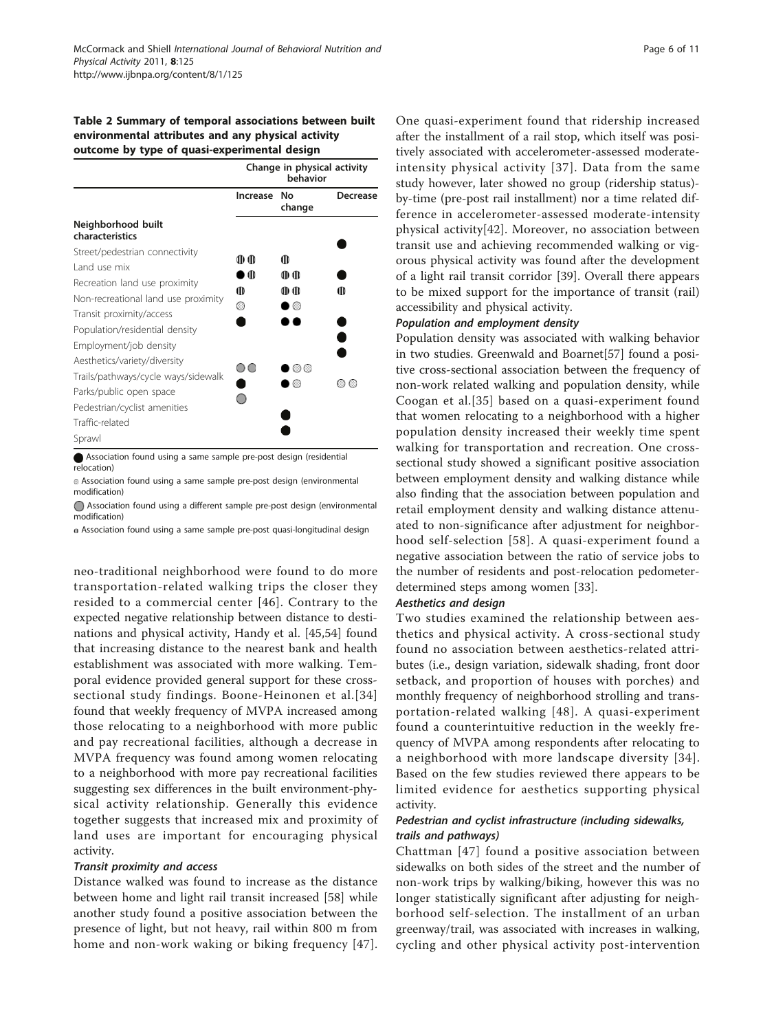**Table 2 Summary of temporal associations between built environmental attributes and any physical activity outcome by type of quasi-experimental design**

| | Change in physical activity behavior | | |
|---|---|---|---|
| | Increase | No change | Decrease |
| **Neighborhood built characteristics** | | | |
| Street/pedestrian connectivity | | | ● |
| Land use mix | ◐ ◐ | ◐ | |
| Recreation land use proximity | ● ◐ | ◐ ◐ | ● |
| Non-recreational land use proximity | ◐ | ◐ ◐ | ◐ |
| Transit proximity/access | ◎ | ● ◎ | |
| Population/residential density | ● | ● ● | ● |
| Employment/job density | | | ● |
| Aesthetics/variety/diversity | | | ● |
| Trails/pathways/cycle ways/sidewalk | ○ ○ | ● ◎ ◎ | |
| Parks/public open space | ● | ● ◎ | ◎ ◎ |
| Pedestrian/cyclist amenities | ○ | | |
| Traffic-related | | ● | |
| Sprawl | | ● | |

● Association found using a same sample pre-post design (residential relocation)

◎ Association found using a same sample pre-post design (environmental modification)

○ Association found using a different sample pre-post design (environmental modification)

◐ Association found using a same sample pre-post quasi-longitudinal design

neo-traditional neighborhood were found to do more transportation-related walking trips the closer they resided to a commercial center [46]. Contrary to the expected negative relationship between distance to destinations and physical activity, Handy et al. [45,54] found that increasing distance to the nearest bank and health establishment was associated with more walking. Temporal evidence provided general support for these cross-sectional study findings. Boone-Heinonen et al.[34] found that weekly frequency of MVPA increased among those relocating to a neighborhood with more public and pay recreational facilities, although a decrease in MVPA frequency was found among women relocating to a neighborhood with more pay recreational facilities suggesting sex differences in the built environment-physical activity relationship. Generally this evidence together suggests that increased mix and proximity of land uses are important for encouraging physical activity.

#### *Transit proximity and access*

Distance walked was found to increase as the distance between home and light rail transit increased [58] while another study found a positive association between the presence of light, but not heavy, rail within 800 m from home and non-work waking or biking frequency [47]. One quasi-experiment found that ridership increased after the installment of a rail stop, which itself was positively associated with accelerometer-assessed moderate-intensity physical activity [37]. Data from the same study however, later showed no group (ridership status)-by-time (pre-post rail installment) nor a time related difference in accelerometer-assessed moderate-intensity physical activity[42]. Moreover, no association between transit use and achieving recommended walking or vigorous physical activity was found after the development of a light rail transit corridor [39]. Overall there appears to be mixed support for the importance of transit (rail) accessibility and physical activity.

#### *Population and employment density*

Population density was associated with walking behavior in two studies. Greenwald and Boarnet[57] found a positive cross-sectional association between the frequency of non-work related walking and population density, while Coogan et al.[35] based on a quasi-experiment found that women relocating to a neighborhood with a higher population density increased their weekly time spent walking for transportation and recreation. One cross-sectional study showed a significant positive association between employment density and walking distance while also finding that the association between population and retail employment density and walking distance attenuated to non-significance after adjustment for neighborhood self-selection [58]. A quasi-experiment found a negative association between the ratio of service jobs to the number of residents and post-relocation pedometer-determined steps among women [33].

#### *Aesthetics and design*

Two studies examined the relationship between aesthetics and physical activity. A cross-sectional study found no association between aesthetics-related attributes (i.e., design variation, sidewalk shading, front door setback, and proportion of houses with porches) and monthly frequency of neighborhood strolling and transportation-related walking [48]. A quasi-experiment found a counterintuitive reduction in the weekly frequency of MVPA among respondents after relocating to a neighborhood with more landscape diversity [34]. Based on the few studies reviewed there appears to be limited evidence for aesthetics supporting physical activity.

#### *Pedestrian and cyclist infrastructure (including sidewalks, trails and pathways)*

Chattman [47] found a positive association between sidewalks on both sides of the street and the number of non-work trips by walking/biking, however this was no longer statistically significant after adjusting for neighborhood self-selection. The installment of an urban greenway/trail, was associated with increases in walking, cycling and other physical activity post-intervention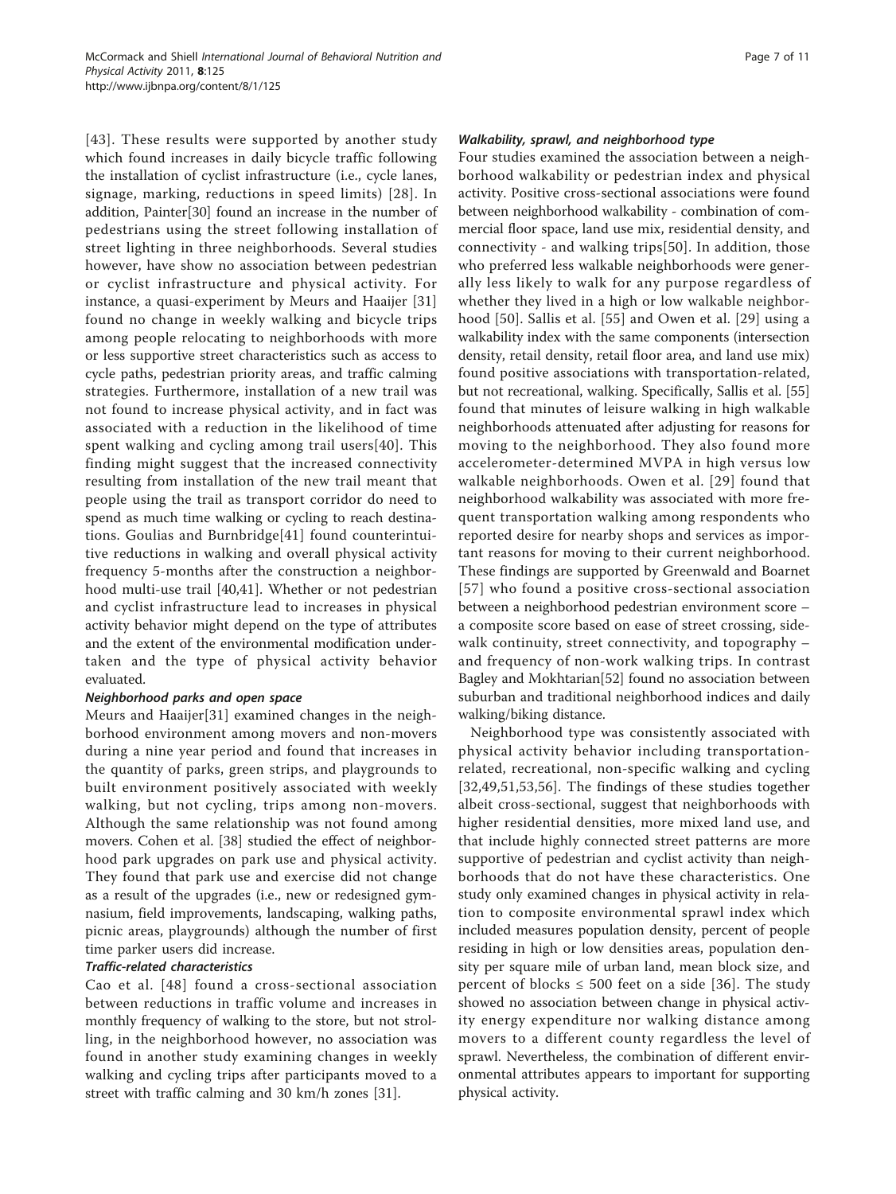[43]. These results were supported by another study which found increases in daily bicycle traffic following the installation of cyclist infrastructure (i.e., cycle lanes, signage, marking, reductions in speed limits) [28]. In addition, Painter[30] found an increase in the number of pedestrians using the street following installation of street lighting in three neighborhoods. Several studies however, have show no association between pedestrian or cyclist infrastructure and physical activity. For instance, a quasi-experiment by Meurs and Haaijer [31] found no change in weekly walking and bicycle trips among people relocating to neighborhoods with more or less supportive street characteristics such as access to cycle paths, pedestrian priority areas, and traffic calming strategies. Furthermore, installation of a new trail was not found to increase physical activity, and in fact was associated with a reduction in the likelihood of time spent walking and cycling among trail users[40]. This finding might suggest that the increased connectivity resulting from installation of the new trail meant that people using the trail as transport corridor do need to spend as much time walking or cycling to reach destinations. Goulias and Burnbridge[41] found counterintuitive reductions in walking and overall physical activity frequency 5-months after the construction a neighborhood multi-use trail [40,41]. Whether or not pedestrian and cyclist infrastructure lead to increases in physical activity behavior might depend on the type of attributes and the extent of the environmental modification undertaken and the type of physical activity behavior evaluated.

#### *Neighborhood parks and open space*

Meurs and Haaijer[31] examined changes in the neighborhood environment among movers and non-movers during a nine year period and found that increases in the quantity of parks, green strips, and playgrounds to built environment positively associated with weekly walking, but not cycling, trips among non-movers. Although the same relationship was not found among movers. Cohen et al. [38] studied the effect of neighborhood park upgrades on park use and physical activity. They found that park use and exercise did not change as a result of the upgrades (i.e., new or redesigned gymnasium, field improvements, landscaping, walking paths, picnic areas, playgrounds) although the number of first time parker users did increase.

#### *Traffic-related characteristics*

Cao et al. [48] found a cross-sectional association between reductions in traffic volume and increases in monthly frequency of walking to the store, but not strolling, in the neighborhood however, no association was found in another study examining changes in weekly walking and cycling trips after participants moved to a street with traffic calming and 30 km/h zones [31].

#### *Walkability, sprawl, and neighborhood type*

Four studies examined the association between a neighborhood walkability or pedestrian index and physical activity. Positive cross-sectional associations were found between neighborhood walkability - combination of commercial floor space, land use mix, residential density, and connectivity - and walking trips[50]. In addition, those who preferred less walkable neighborhoods were generally less likely to walk for any purpose regardless of whether they lived in a high or low walkable neighborhood [50]. Sallis et al. [55] and Owen et al. [29] using a walkability index with the same components (intersection density, retail density, retail floor area, and land use mix) found positive associations with transportation-related, but not recreational, walking. Specifically, Sallis et al. [55] found that minutes of leisure walking in high walkable neighborhoods attenuated after adjusting for reasons for moving to the neighborhood. They also found more accelerometer-determined MVPA in high versus low walkable neighborhoods. Owen et al. [29] found that neighborhood walkability was associated with more frequent transportation walking among respondents who reported desire for nearby shops and services as important reasons for moving to their current neighborhood. These findings are supported by Greenwald and Boarnet [57] who found a positive cross-sectional association between a neighborhood pedestrian environment score – a composite score based on ease of street crossing, sidewalk continuity, street connectivity, and topography – and frequency of non-work walking trips. In contrast Bagley and Mokhtarian[52] found no association between suburban and traditional neighborhood indices and daily walking/biking distance.

Neighborhood type was consistently associated with physical activity behavior including transportation-related, recreational, non-specific walking and cycling [32,49,51,53,56]. The findings of these studies together albeit cross-sectional, suggest that neighborhoods with higher residential densities, more mixed land use, and that include highly connected street patterns are more supportive of pedestrian and cyclist activity than neighborhoods that do not have these characteristics. One study only examined changes in physical activity in relation to composite environmental sprawl index which included measures population density, percent of people residing in high or low densities areas, population density per square mile of urban land, mean block size, and percent of blocks ≤ 500 feet on a side [36]. The study showed no association between change in physical activity energy expenditure nor walking distance among movers to a different county regardless the level of sprawl. Nevertheless, the combination of different environmental attributes appears to important for supporting physical activity.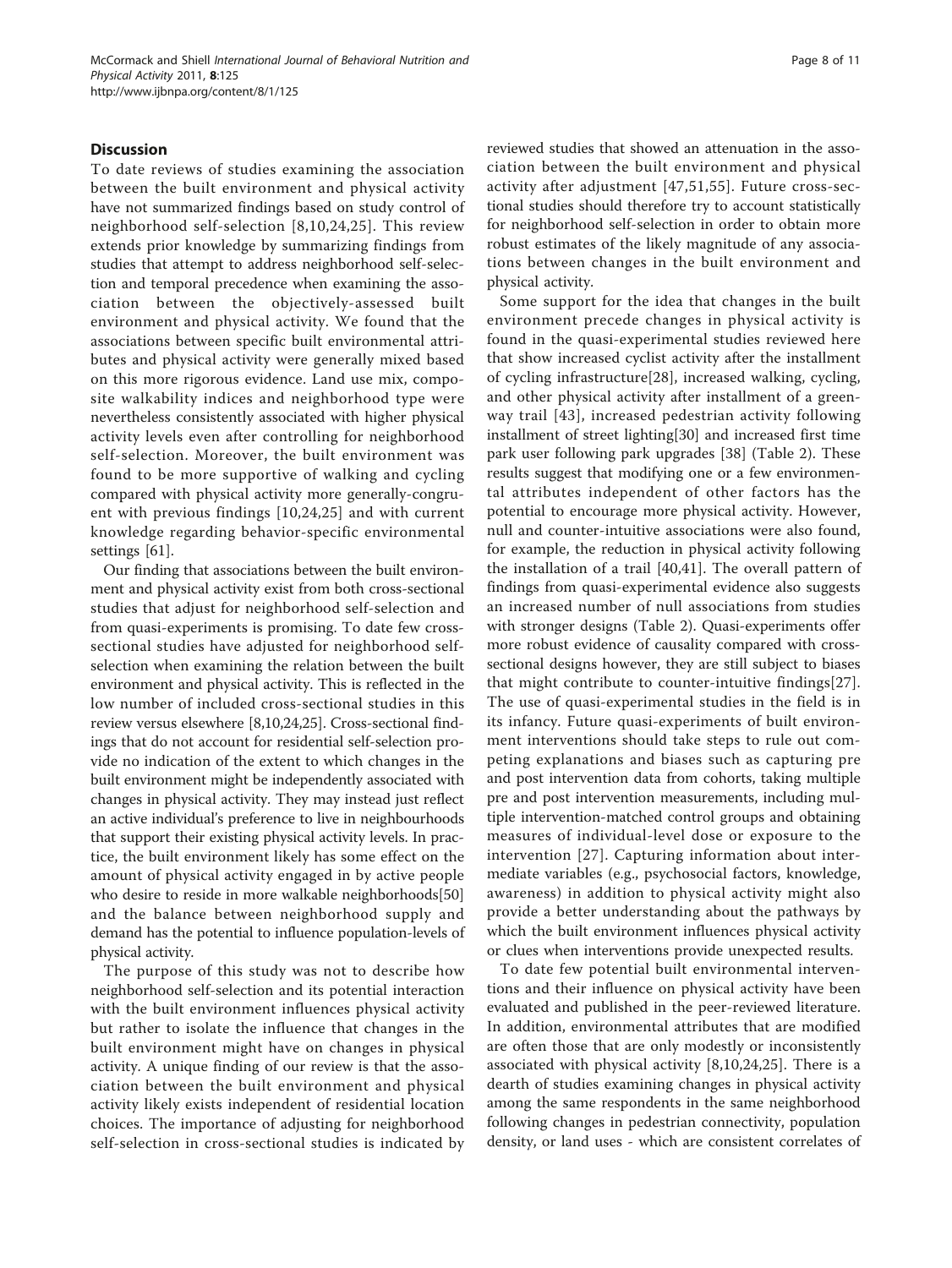## Discussion

To date reviews of studies examining the association between the built environment and physical activity have not summarized findings based on study control of neighborhood self-selection [8,10,24,25]. This review extends prior knowledge by summarizing findings from studies that attempt to address neighborhood self-selection and temporal precedence when examining the association between the objectively-assessed built environment and physical activity. We found that the associations between specific built environmental attributes and physical activity were generally mixed based on this more rigorous evidence. Land use mix, composite walkability indices and neighborhood type were nevertheless consistently associated with higher physical activity levels even after controlling for neighborhood self-selection. Moreover, the built environment was found to be more supportive of walking and cycling compared with physical activity more generally-congruent with previous findings [10,24,25] and with current knowledge regarding behavior-specific environmental settings [61].

Our finding that associations between the built environment and physical activity exist from both cross-sectional studies that adjust for neighborhood self-selection and from quasi-experiments is promising. To date few cross-sectional studies have adjusted for neighborhood self-selection when examining the relation between the built environment and physical activity. This is reflected in the low number of included cross-sectional studies in this review versus elsewhere [8,10,24,25]. Cross-sectional findings that do not account for residential self-selection provide no indication of the extent to which changes in the built environment might be independently associated with changes in physical activity. They may instead just reflect an active individual's preference to live in neighbourhoods that support their existing physical activity levels. In practice, the built environment likely has some effect on the amount of physical activity engaged in by active people who desire to reside in more walkable neighborhoods[50] and the balance between neighborhood supply and demand has the potential to influence population-levels of physical activity.

The purpose of this study was not to describe how neighborhood self-selection and its potential interaction with the built environment influences physical activity but rather to isolate the influence that changes in the built environment might have on changes in physical activity. A unique finding of our review is that the association between the built environment and physical activity likely exists independent of residential location choices. The importance of adjusting for neighborhood self-selection in cross-sectional studies is indicated by reviewed studies that showed an attenuation in the association between the built environment and physical activity after adjustment [47,51,55]. Future cross-sectional studies should therefore try to account statistically for neighborhood self-selection in order to obtain more robust estimates of the likely magnitude of any associations between changes in the built environment and physical activity.

Some support for the idea that changes in the built environment precede changes in physical activity is found in the quasi-experimental studies reviewed here that show increased cyclist activity after the installment of cycling infrastructure[28], increased walking, cycling, and other physical activity after installment of a greenway trail [43], increased pedestrian activity following installment of street lighting[30] and increased first time park user following park upgrades [38] (Table 2). These results suggest that modifying one or a few environmental attributes independent of other factors has the potential to encourage more physical activity. However, null and counter-intuitive associations were also found, for example, the reduction in physical activity following the installation of a trail [40,41]. The overall pattern of findings from quasi-experimental evidence also suggests an increased number of null associations from studies with stronger designs (Table 2). Quasi-experiments offer more robust evidence of causality compared with cross-sectional designs however, they are still subject to biases that might contribute to counter-intuitive findings[27]. The use of quasi-experimental studies in the field is in its infancy. Future quasi-experiments of built environment interventions should take steps to rule out competing explanations and biases such as capturing pre and post intervention data from cohorts, taking multiple pre and post intervention measurements, including multiple intervention-matched control groups and obtaining measures of individual-level dose or exposure to the intervention [27]. Capturing information about intermediate variables (e.g., psychosocial factors, knowledge, awareness) in addition to physical activity might also provide a better understanding about the pathways by which the built environment influences physical activity or clues when interventions provide unexpected results.

To date few potential built environmental interventions and their influence on physical activity have been evaluated and published in the peer-reviewed literature. In addition, environmental attributes that are modified are often those that are only modestly or inconsistently associated with physical activity [8,10,24,25]. There is a dearth of studies examining changes in physical activity among the same respondents in the same neighborhood following changes in pedestrian connectivity, population density, or land uses - which are consistent correlates of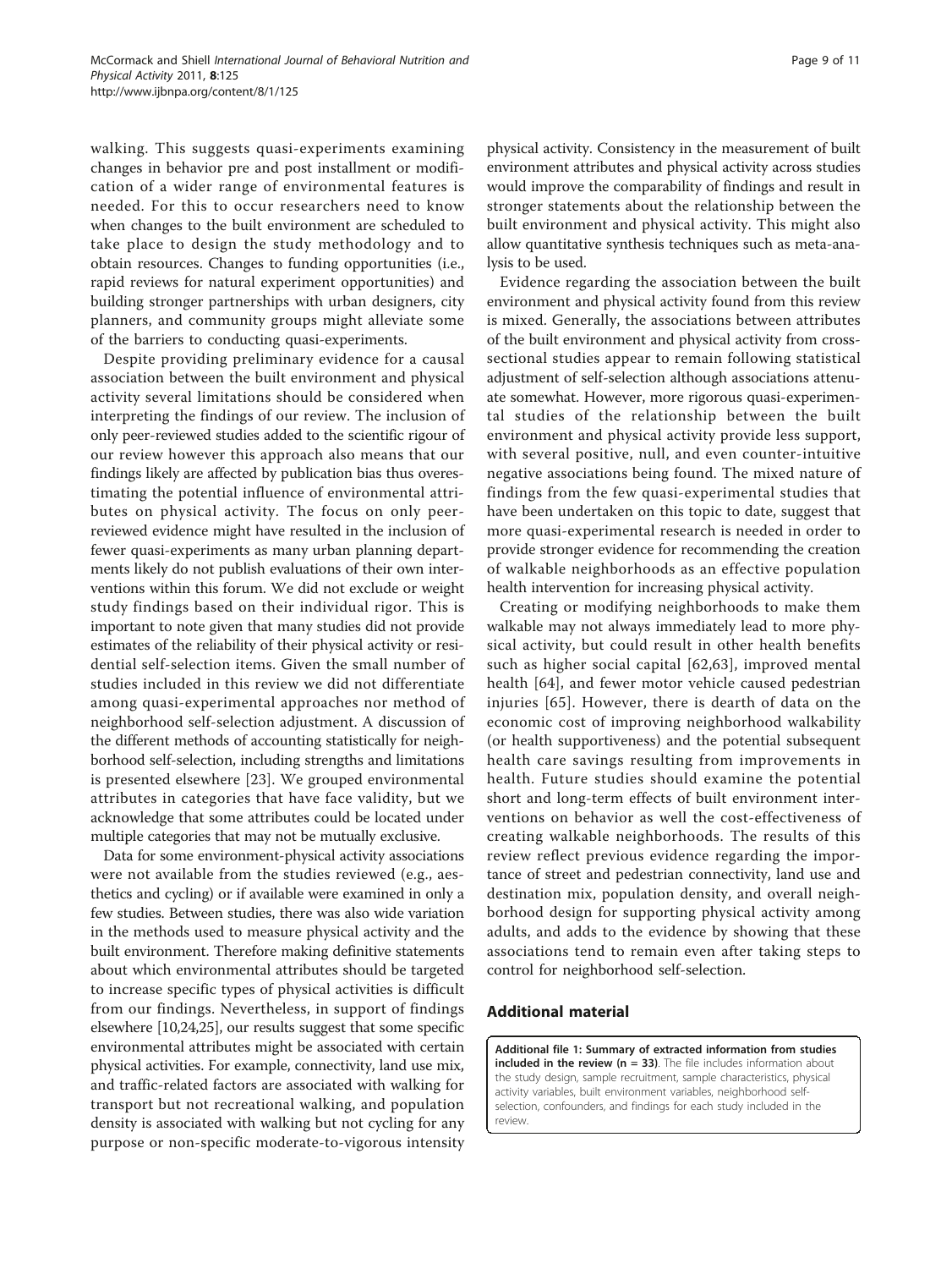walking. This suggests quasi-experiments examining changes in behavior pre and post installment or modification of a wider range of environmental features is needed. For this to occur researchers need to know when changes to the built environment are scheduled to take place to design the study methodology and to obtain resources. Changes to funding opportunities (i.e., rapid reviews for natural experiment opportunities) and building stronger partnerships with urban designers, city planners, and community groups might alleviate some of the barriers to conducting quasi-experiments.

Despite providing preliminary evidence for a causal association between the built environment and physical activity several limitations should be considered when interpreting the findings of our review. The inclusion of only peer-reviewed studies added to the scientific rigour of our review however this approach also means that our findings likely are affected by publication bias thus overestimating the potential influence of environmental attributes on physical activity. The focus on only peer-reviewed evidence might have resulted in the inclusion of fewer quasi-experiments as many urban planning departments likely do not publish evaluations of their own interventions within this forum. We did not exclude or weight study findings based on their individual rigor. This is important to note given that many studies did not provide estimates of the reliability of their physical activity or residential self-selection items. Given the small number of studies included in this review we did not differentiate among quasi-experimental approaches nor method of neighborhood self-selection adjustment. A discussion of the different methods of accounting statistically for neighborhood self-selection, including strengths and limitations is presented elsewhere [23]. We grouped environmental attributes in categories that have face validity, but we acknowledge that some attributes could be located under multiple categories that may not be mutually exclusive.

Data for some environment-physical activity associations were not available from the studies reviewed (e.g., aesthetics and cycling) or if available were examined in only a few studies. Between studies, there was also wide variation in the methods used to measure physical activity and the built environment. Therefore making definitive statements about which environmental attributes should be targeted to increase specific types of physical activities is difficult from our findings. Nevertheless, in support of findings elsewhere [10,24,25], our results suggest that some specific environmental attributes might be associated with certain physical activities. For example, connectivity, land use mix, and traffic-related factors are associated with walking for transport but not recreational walking, and population density is associated with walking but not cycling for any purpose or non-specific moderate-to-vigorous intensity physical activity. Consistency in the measurement of built environment attributes and physical activity across studies would improve the comparability of findings and result in stronger statements about the relationship between the built environment and physical activity. This might also allow quantitative synthesis techniques such as meta-analysis to be used.

Evidence regarding the association between the built environment and physical activity found from this review is mixed. Generally, the associations between attributes of the built environment and physical activity from cross-sectional studies appear to remain following statistical adjustment of self-selection although associations attenuate somewhat. However, more rigorous quasi-experimental studies of the relationship between the built environment and physical activity provide less support, with several positive, null, and even counter-intuitive negative associations being found. The mixed nature of findings from the few quasi-experimental studies that have been undertaken on this topic to date, suggest that more quasi-experimental research is needed in order to provide stronger evidence for recommending the creation of walkable neighborhoods as an effective population health intervention for increasing physical activity.

Creating or modifying neighborhoods to make them walkable may not always immediately lead to more physical activity, but could result in other health benefits such as higher social capital [62,63], improved mental health [64], and fewer motor vehicle caused pedestrian injuries [65]. However, there is dearth of data on the economic cost of improving neighborhood walkability (or health supportiveness) and the potential subsequent health care savings resulting from improvements in health. Future studies should examine the potential short and long-term effects of built environment interventions on behavior as well the cost-effectiveness of creating walkable neighborhoods. The results of this review reflect previous evidence regarding the importance of street and pedestrian connectivity, land use and destination mix, population density, and overall neighborhood design for supporting physical activity among adults, and adds to the evidence by showing that these associations tend to remain even after taking steps to control for neighborhood self-selection.

## Additional material

**Additional file 1: Summary of extracted information from studies included in the review (n = 33)**. The file includes information about the study design, sample recruitment, sample characteristics, physical activity variables, built environment variables, neighborhood self-selection, confounders, and findings for each study included in the review.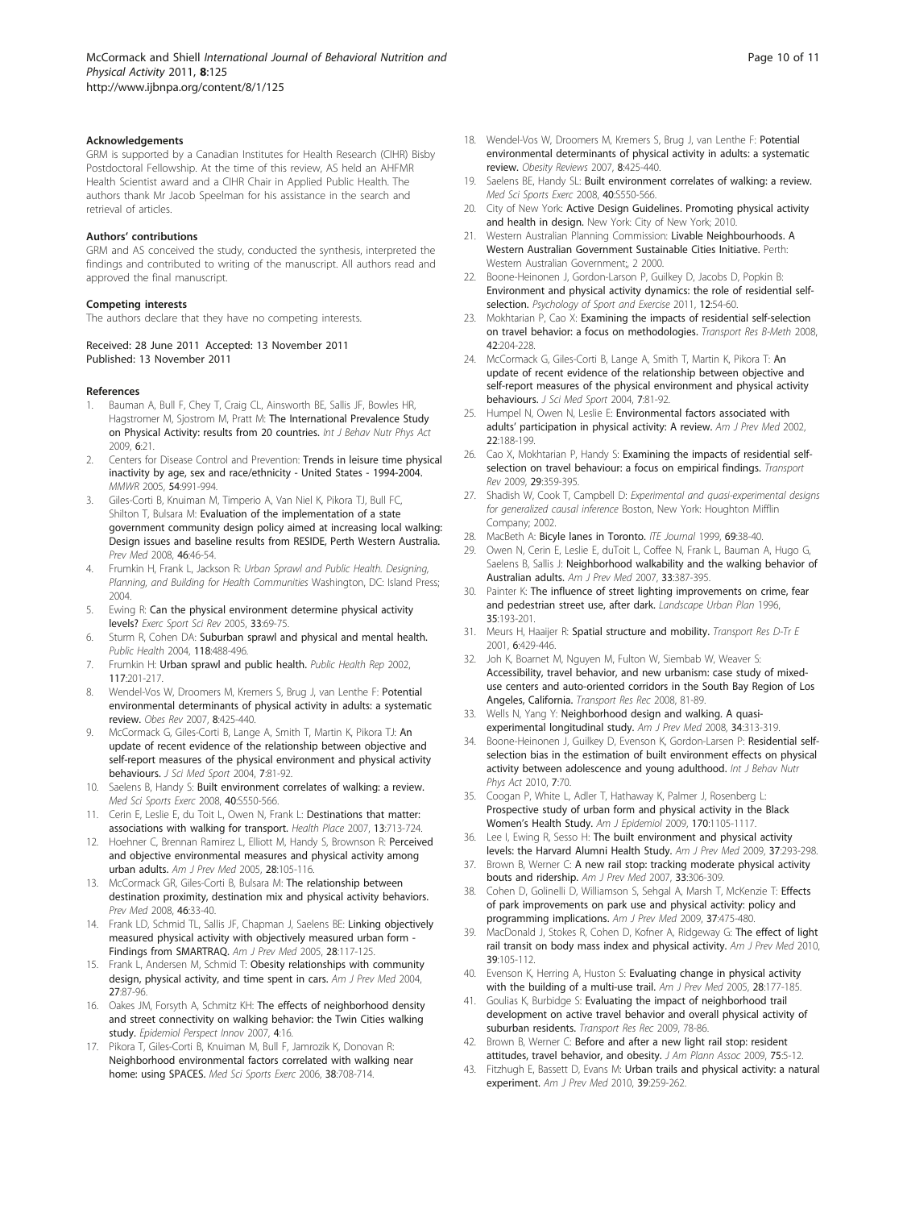#### Acknowledgements

GRM is supported by a Canadian Institutes for Health Research (CIHR) Bisby Postdoctoral Fellowship. At the time of this review, AS held an AHFMR Health Scientist award and a CIHR Chair in Applied Public Health. The authors thank Mr Jacob Speelman for his assistance in the search and retrieval of articles.

#### Authors' contributions

GRM and AS conceived the study, conducted the synthesis, interpreted the findings and contributed to writing of the manuscript. All authors read and approved the final manuscript.

#### Competing interests

The authors declare that they have no competing interests.

Received: 28 June 2011 Accepted: 13 November 2011
Published: 13 November 2011

#### References

1. Bauman A, Bull F, Chey T, Craig CL, Ainsworth BE, Sallis JF, Bowles HR, Hagstromer M, Sjostrom M, Pratt M: **The International Prevalence Study on Physical Activity: results from 20 countries.** *Int J Behav Nutr Phys Act* 2009, **6**:21.
2. Centers for Disease Control and Prevention: **Trends in leisure time physical inactivity by age, sex and race/ethnicity - United States - 1994-2004.** *MMWR* 2005, **54**:991-994.
3. Giles-Corti B, Knuiman M, Timperio A, Van Niel K, Pikora TJ, Bull FC, Shilton T, Bulsara M: **Evaluation of the implementation of a state government community design policy aimed at increasing local walking: Design issues and baseline results from RESIDE, Perth Western Australia.** *Prev Med* 2008, **46**:46-54.
4. Frumkin H, Frank L, Jackson R: *Urban Sprawl and Public Health. Designing, Planning, and Building for Health Communities* Washington, DC: Island Press; 2004.
5. Ewing R: **Can the physical environment determine physical activity levels?** *Exerc Sport Sci Rev* 2005, **33**:69-75.
6. Sturm R, Cohen DA: **Suburban sprawl and physical and mental health.** *Public Health* 2004, **118**:488-496.
7. Frumkin H: **Urban sprawl and public health.** *Public Health Rep* 2002, **117**:201-217.
8. Wendel-Vos W, Droomers M, Kremers S, Brug J, van Lenthe F: **Potential environmental determinants of physical activity in adults: a systematic review.** *Obes Rev* 2007, **8**:425-440.
9. McCormack G, Giles-Corti B, Lange A, Smith T, Martin K, Pikora TJ: **An update of recent evidence of the relationship between objective and self-report measures of the physical environment and physical activity behaviours.** *J Sci Med Sport* 2004, **7**:81-92.
10. Saelens B, Handy S: **Built environment correlates of walking: a review.** *Med Sci Sports Exerc* 2008, **40**:S550-566.
11. Cerin E, Leslie E, du Toit L, Owen N, Frank L: **Destinations that matter: associations with walking for transport.** *Health Place* 2007, **13**:713-724.
12. Hoehner C, Brennan Ramirez L, Elliott M, Handy S, Brownson R: **Perceived and objective environmental measures and physical activity among urban adults.** *Am J Prev Med* 2005, **28**:105-116.
13. McCormack GR, Giles-Corti B, Bulsara M: **The relationship between destination proximity, destination mix and physical activity behaviors.** *Prev Med* 2008, **46**:33-40.
14. Frank LD, Schmid TL, Sallis JF, Chapman J, Saelens BE: **Linking objectively measured physical activity with objectively measured urban form - Findings from SMARTRAQ.** *Am J Prev Med* 2005, **28**:117-125.
15. Frank L, Andersen M, Schmid T: **Obesity relationships with community design, physical activity, and time spent in cars.** *Am J Prev Med* 2004, **27**:87-96.
16. Oakes JM, Forsyth A, Schmitz KH: **The effects of neighborhood density and street connectivity on walking behavior: the Twin Cities walking study.** *Epidemiol Perspect Innov* 2007, **4**:16.
17. Pikora T, Giles-Corti B, Knuiman M, Bull F, Jamrozik K, Donovan R: **Neighborhood environmental factors correlated with walking near home: using SPACES.** *Med Sci Sports Exerc* 2006, **38**:708-714.
18. Wendel-Vos W, Droomers M, Kremers S, Brug J, van Lenthe F: **Potential environmental determinants of physical activity in adults: a systematic review.** *Obesity Reviews* 2007, **8**:425-440.
19. Saelens BE, Handy SL: **Built environment correlates of walking: a review.** *Med Sci Sports Exerc* 2008, **40**:S550-566.
20. City of New York: **Active Design Guidelines. Promoting physical activity and health in design.** New York: City of New York; 2010.
21. Western Australian Planning Commission: **Livable Neighbourhoods. A Western Australian Government Sustainable Cities Initiative.** Perth: Western Australian Government;, 2 2000.
22. Boone-Heinonen J, Gordon-Larson P, Guilkey D, Jacobs D, Popkin B: **Environment and physical activity dynamics: the role of residential self-selection.** *Psychology of Sport and Exercise* 2011, **12**:54-60.
23. Mokhtarian P, Cao X: **Examining the impacts of residential self-selection on travel behavior: a focus on methodologies.** *Transport Res B-Meth* 2008, **42**:204-228.
24. McCormack G, Giles-Corti B, Lange A, Smith T, Martin K, Pikora T: **An update of recent evidence of the relationship between objective and self-report measures of the physical environment and physical activity behaviours.** *J Sci Med Sport* 2004, **7**:81-92.
25. Humpel N, Owen N, Leslie E: **Environmental factors associated with adults' participation in physical activity: A review.** *Am J Prev Med* 2002, **22**:188-199.
26. Cao X, Mokhtarian P, Handy S: **Examining the impacts of residential self-selection on travel behaviour: a focus on empirical findings.** *Transport Rev* 2009, **29**:359-395.
27. Shadish W, Cook T, Campbell D: *Experimental and quasi-experimental designs for generalized causal inference* Boston, New York: Houghton Mifflin Company; 2002.
28. MacBeth A: **Bicyle lanes in Toronto.** *ITE Journal* 1999, **69**:38-40.
29. Owen N, Cerin E, Leslie E, duToit L, Coffee N, Frank L, Bauman A, Hugo G, Saelens B, Sallis J: **Neighborhood walkability and the walking behavior of Australian adults.** *Am J Prev Med* 2007, **33**:387-395.
30. Painter K: **The influence of street lighting improvements on crime, fear and pedestrian street use, after dark.** *Landscape Urban Plan* 1996, **35**:193-201.
31. Meurs H, Haaijer R: **Spatial structure and mobility.** *Transport Res D-Tr E* 2001, **6**:429-446.
32. Joh K, Boarnet M, Nguyen M, Fulton W, Siembab W, Weaver S: **Accessibility, travel behavior, and new urbanism: case study of mixed-use centers and auto-oriented corridors in the South Bay Region of Los Angeles, California.** *Transport Res Rec* 2008, 81-89.
33. Wells N, Yang Y: **Neighborhood design and walking. A quasi-experimental longitudinal study.** *Am J Prev Med* 2008, **34**:313-319.
34. Boone-Heinonen J, Guilkey D, Evenson K, Gordon-Larsen P: **Residential self-selection bias in the estimation of built environment effects on physical activity between adolescence and young adulthood.** *Int J Behav Nutr Phys Act* 2010, **7**:70.
35. Coogan P, White L, Adler T, Hathaway K, Palmer J, Rosenberg L: **Prospective study of urban form and physical activity in the Black Women's Health Study.** *Am J Epidemiol* 2009, **170**:1105-1117.
36. Lee I, Ewing R, Sesso H: **The built environment and physical activity levels: the Harvard Alumni Health Study.** *Am J Prev Med* 2009, **37**:293-298.
37. Brown B, Werner C: **A new rail stop: tracking moderate physical activity bouts and ridership.** *Am J Prev Med* 2007, **33**:306-309.
38. Cohen D, Golinelli D, Williamson S, Sehgal A, Marsh T, McKenzie T: **Effects of park improvements on park use and physical activity: policy and programming implications.** *Am J Prev Med* 2009, **37**:475-480.
39. MacDonald J, Stokes R, Cohen D, Kofner A, Ridgeway G: **The effect of light rail transit on body mass index and physical activity.** *Am J Prev Med* 2010, **39**:105-112.
40. Evenson K, Herring A, Huston S: **Evaluating change in physical activity with the building of a multi-use trail.** *Am J Prev Med* 2005, **28**:177-185.
41. Goulias K, Burbidge S: **Evaluating the impact of neighborhood trail development on active travel behavior and overall physical activity of suburban residents.** *Transport Res Rec* 2009, 78-86.
42. Brown B, Werner C: **Before and after a new light rail stop: resident attitudes, travel behavior, and obesity.** *J Am Plann Assoc* 2009, **75**:5-12.
43. Fitzhugh E, Bassett D, Evans M: **Urban trails and physical activity: a natural experiment.** *Am J Prev Med* 2010, **39**:259-262.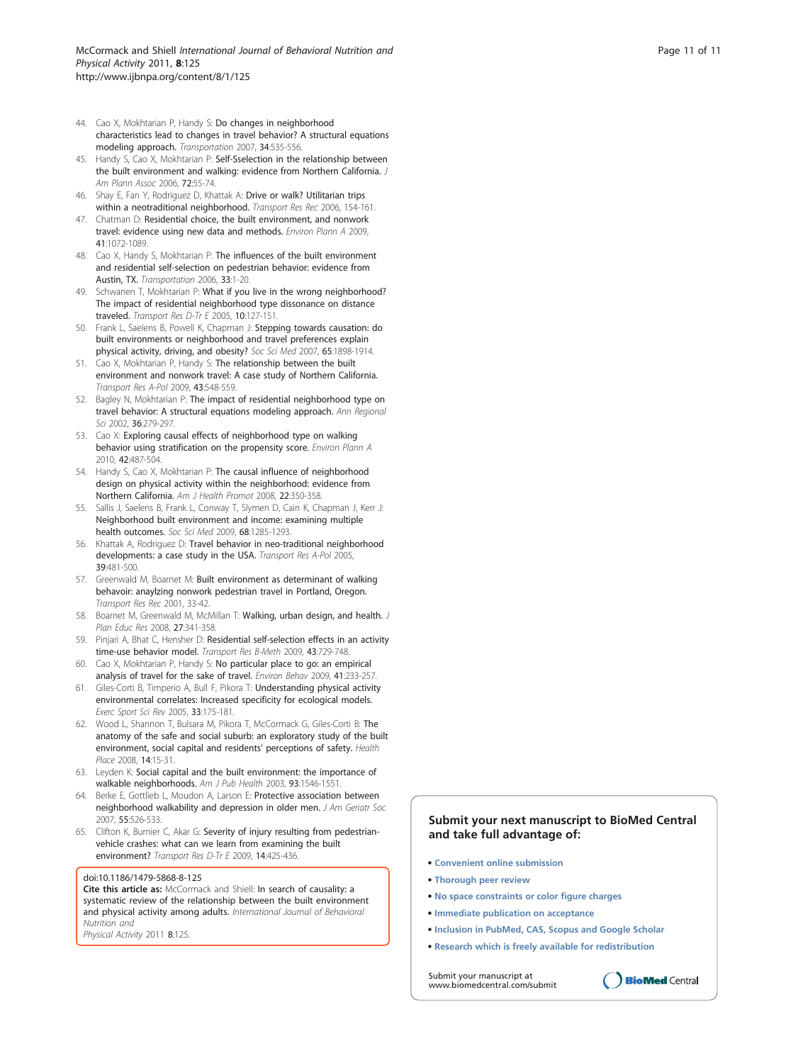44. Cao X, Mokhtarian P, Handy S: **Do changes in neighborhood characteristics lead to changes in travel behavior? A structural equations modeling approach.** *Transportation* 2007, **34**:535-556.
45. Handy S, Cao X, Mokhtarian P: **Self-Sselection in the relationship between the built environment and walking: evidence from Northern California.** *J Am Plann Assoc* 2006, **72**:55-74.
46. Shay E, Fan Y, Rodriguez D, Khattak A: **Drive or walk? Utilitarian trips within a neotraditional neighborhood.** *Transport Res Rec* 2006, 154-161.
47. Chatman D: **Residential choice, the built environment, and nonwork travel: evidence using new data and methods.** *Environ Plann A* 2009, **41**:1072-1089.
48. Cao X, Handy S, Mokhtarian P: **The influences of the built environment and residential self-selection on pedestrian behavior: evidence from Austin, TX.** *Transportation* 2006, **33**:1-20.
49. Schwanen T, Mokhtarian P: **What if you live in the wrong neighborhood? The impact of residential neighborhood type dissonance on distance traveled.** *Transport Res D-Tr E* 2005, **10**:127-151.
50. Frank L, Saelens B, Powell K, Chapman J: **Stepping towards causation: do built environments or neighborhood and travel preferences explain physical activity, driving, and obesity?** *Soc Sci Med* 2007, **65**:1898-1914.
51. Cao X, Mokhtarian P, Handy S: **The relationship between the built environment and nonwork travel: A case study of Northern California.** *Transport Res A-Pol* 2009, **43**:548-559.
52. Bagley N, Mokhtarian P: **The impact of residential neighborhood type on travel behavior: A structural equations modeling approach.** *Ann Regional Sci* 2002, **36**:279-297.
53. Cao X: **Exploring causal effects of neighborhood type on walking behavior using stratification on the propensity score.** *Environ Plann A* 2010, **42**:487-504.
54. Handy S, Cao X, Mokhtarian P: **The causal influence of neighborhood design on physical activity within the neighborhood: evidence from Northern California.** *Am J Health Promot* 2008, **22**:350-358.
55. Sallis J, Saelens B, Frank L, Conway T, Slymen D, Cain K, Chapman J, Kerr J: **Neighborhood built environment and income: examining multiple health outcomes.** *Soc Sci Med* 2009, **68**:1285-1293.
56. Khattak A, Rodriguez D: **Travel behavior in neo-traditional neighborhood developments: a case study in the USA.** *Transport Res A-Pol* 2005, **39**:481-500.
57. Greenwald M, Boarnet M: **Built environment as determinant of walking behavoir: anaylzing nonwork pedestrian travel in Portland, Oregon.** *Transport Res Rec* 2001, 33-42.
58. Boarnet M, Greenwald M, McMillan T: **Walking, urban design, and health.** *J Plan Educ Res* 2008, **27**:341-358.
59. Pinjari A, Bhat C, Hensher D: **Residential self-selection effects in an activity time-use behavior model.** *Transport Res B-Meth* 2009, **43**:729-748.
60. Cao X, Mokhtarian P, Handy S: **No particular place to go: an empirical analysis of travel for the sake of travel.** *Environ Behav* 2009, **41**:233-257.
61. Giles-Corti B, Timperio A, Bull F, Pikora T: **Understanding physical activity environmental correlates: Increased specificity for ecological models.** *Exerc Sport Sci Rev* 2005, **33**:175-181.
62. Wood L, Shannon T, Bulsara M, Pikora T, McCormack G, Giles-Corti B: **The anatomy of the safe and social suburb: an exploratory study of the built environment, social capital and residents' perceptions of safety.** *Health Place* 2008, **14**:15-31.
63. Leyden K: **Social capital and the built environment: the importance of walkable neighborhoods.** *Am J Pub Health* 2003, **93**:1546-1551.
64. Berke E, Gottlieb L, Moudon A, Larson E: **Protective association between neighborhood walkability and depression in older men.** *J Am Geriatr Soc* 2007, **55**:526-533.
65. Clifton K, Burnier C, Akar G: **Severity of injury resulting from pedestrian-vehicle crashes: what can we learn from examining the built environment?** *Transport Res D-Tr E* 2009, **14**:425-436.

doi:10.1186/1479-5868-8-125

**Cite this article as:** McCormack and Shiell: In search of causality: a systematic review of the relationship between the built environment and physical activity among adults. *International Journal of Behavioral Nutrition and Physical Activity* 2011 **8**:125.

**Submit your next manuscript to BioMed Central and take full advantage of:**

- **Convenient online submission**
- **Thorough peer review**
- **No space constraints or color figure charges**
- **Immediate publication on acceptance**
- **Inclusion in PubMed, CAS, Scopus and Google Scholar**
- **Research which is freely available for redistribution**

Submit your manuscript at www.biomedcentral.com/submit

BioMed Central